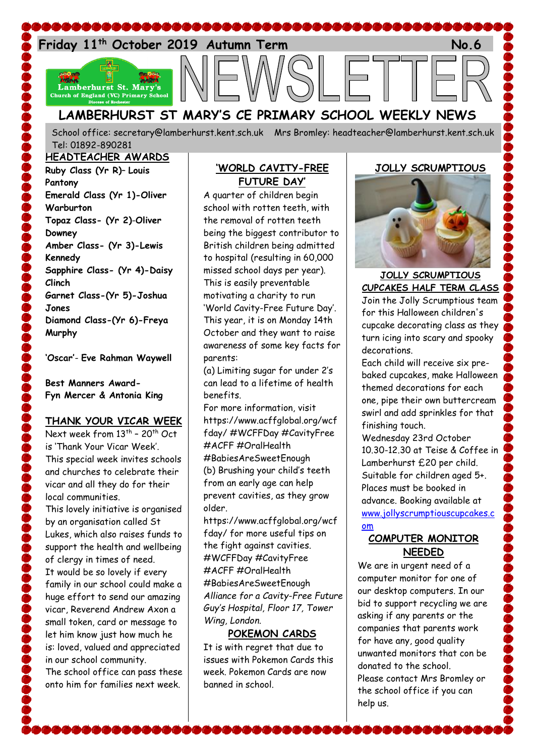Friday 11th October 2019 Autumn Term No.6

# NEWSLETTER

## LAMBERHURST ST MARY'S CE PRIMARY SCHOOL WEEKLY NEWS

School office: secretary@lamberhurst.kent.sch.uk Mrs Bromley: headteacher@lamberhurst.kent.sch.uk Tel: 01892-890281

### HEADTEACHER AWARDS

**Ruby Class (Yr R)– Louis Pantony**
**Emerald Class (Yr 1)-Oliver Warburton**
**Topaz Class- (Yr 2)-Oliver Downey**
**Amber Class- (Yr 3)-Lewis Kennedy**
**Sapphire Class- (Yr 4)-Daisy Clinch**
**Garnet Class-(Yr 5)-Joshua Jones**
**Diamond Class-(Yr 6)-Freya Murphy**

**'Oscar'- Eve Rahman Waywell**

**Best Manners Award- Fyn Mercer & Antonia King**

### THANK YOUR VICAR WEEK

Next week from 13th – 20th Oct is 'Thank Your Vicar Week'.
This special week invites schools and churches to celebrate their vicar and all they do for their local communities.
This lovely initiative is organised by an organisation called St Lukes, which also raises funds to support the health and wellbeing of clergy in times of need.
It would be so lovely if every family in our school could make a huge effort to send our amazing vicar, Reverend Andrew Axon a small token, card or message to let him know just how much he is: loved, valued and appreciated in our school community.
The school office can pass these onto him for families next week.

### 'WORLD CAVITY-FREE FUTURE DAY'

A quarter of children begin school with rotten teeth, with the removal of rotten teeth being the biggest contributor to British children being admitted to hospital (resulting in 60,000 missed school days per year). This is easily preventable motivating a charity to run 'World Cavity-Free Future Day'. This year, it is on Monday 14th October and they want to raise awareness of some key facts for parents:
(a) Limiting sugar for under 2's can lead to a lifetime of health benefits.
For more information, visit https://www.acffglobal.org/wcffday/ #WCFFDay #CavityFree #ACFF #OralHealth #BabiesAreSweetEnough
(b) Brushing your child's teeth from an early age can help prevent cavities, as they grow older.
https://www.acffglobal.org/wcffday/ for more useful tips on the fight against cavities.
#WCFFDay #CavityFree #ACFF #OralHealth #BabiesAreSweetEnough
*Alliance for a Cavity-Free Future Guy's Hospital, Floor 17, Tower Wing, London.*

### POKEMON CARDS

It is with regret that due to issues with Pokemon Cards this week. Pokemon Cards are now banned in school.

### JOLLY SCRUMPTIOUS

### JOLLY SCRUMPTIOUS CUPCAKES HALF TERM CLASS

Join the Jolly Scrumptious team for this Halloween children's cupcake decorating class as they turn icing into scary and spooky decorations.
Each child will receive six pre-baked cupcakes, make Halloween themed decorations for each one, pipe their own buttercream swirl and add sprinkles for that finishing touch.
Wednesday 23rd October 10.30-12.30 at Teise & Coffee in Lamberhurst £20 per child. Suitable for children aged 5+. Places must be booked in advance. Booking available at www.jollyscrumptiouscupcakes.com

### COMPUTER MONITOR NEEDED

We are in urgent need of a computer monitor for one of our desktop computers. In our bid to support recycling we are asking if any parents or the companies that parents work for have any, good quality unwanted monitors that can be donated to the school.
Please contact Mrs Bromley or the school office if you can help us.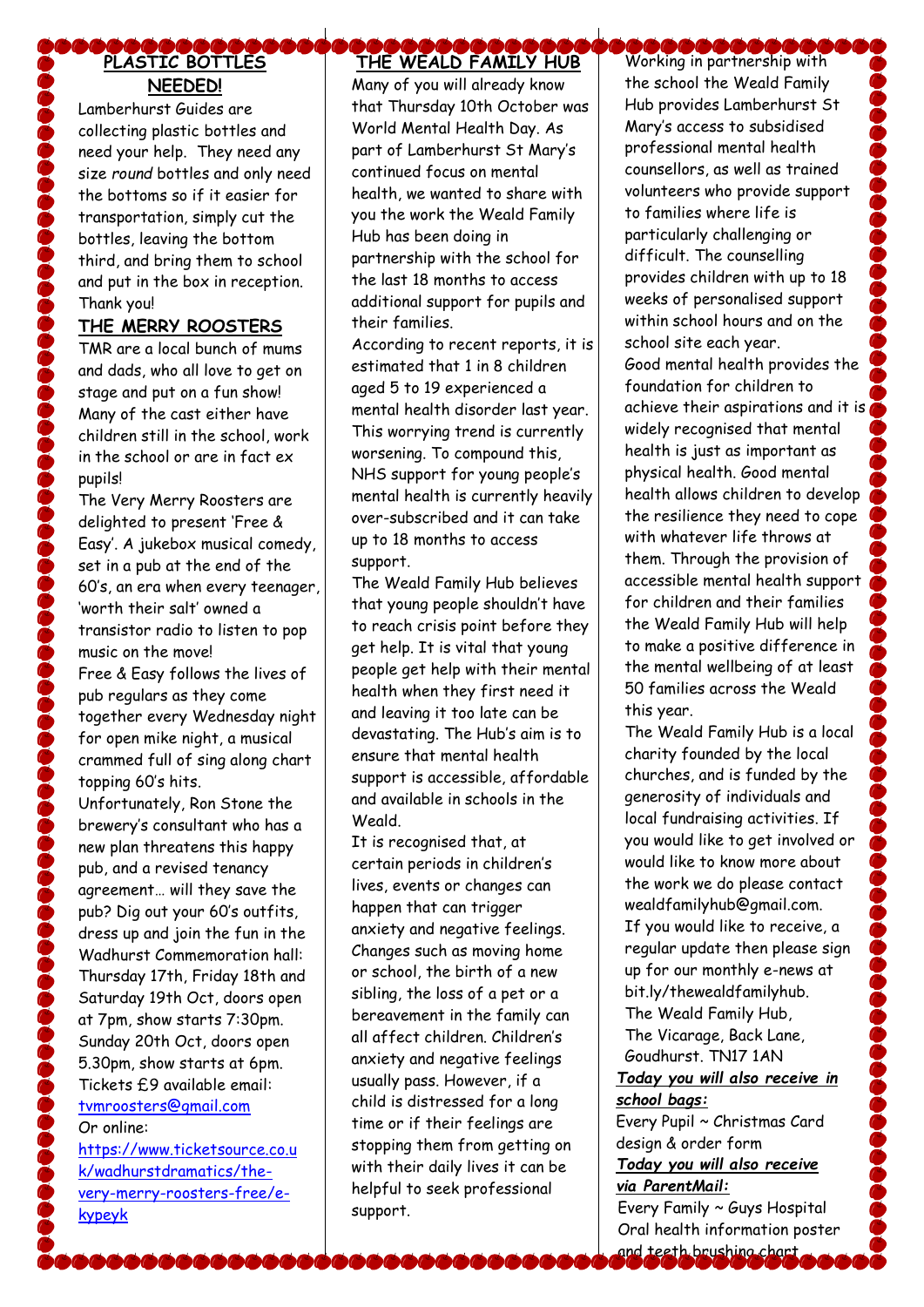## PLASTIC BOTTLES NEEDED!

Lamberhurst Guides are collecting plastic bottles and need your help. They need any size *round* bottles and only need the bottoms so if it easier for transportation, simply cut the bottles, leaving the bottom third, and bring them to school and put in the box in reception. Thank you!

## THE MERRY ROOSTERS

TMR are a local bunch of mums and dads, who all love to get on stage and put on a fun show! Many of the cast either have children still in the school, work in the school or are in fact ex pupils!

The Very Merry Roosters are delighted to present 'Free & Easy'. A jukebox musical comedy, set in a pub at the end of the 60's, an era when every teenager, 'worth their salt' owned a transistor radio to listen to pop music on the move!

Free & Easy follows the lives of pub regulars as they come together every Wednesday night for open mike night, a musical crammed full of sing along chart topping 60's hits.

Unfortunately, Ron Stone the brewery's consultant who has a new plan threatens this happy pub, and a revised tenancy agreement… will they save the pub? Dig out your 60's outfits, dress up and join the fun in the Wadhurst Commemoration hall: Thursday 17th, Friday 18th and Saturday 19th Oct, doors open at 7pm, show starts 7:30pm. Sunday 20th Oct, doors open 5.30pm, show starts at 6pm. Tickets £9 available email: tvmroosters@gmail.com

Or online:

https://www.ticketsource.co.uk/wadhurstdramatics/the-very-merry-roosters-free/e-kypeyk

## THE WEALD FAMILY HUB

Many of you will already know that Thursday 10th October was World Mental Health Day. As part of Lamberhurst St Mary's continued focus on mental health, we wanted to share with you the work the Weald Family Hub has been doing in partnership with the school for the last 18 months to access additional support for pupils and their families.

According to recent reports, it is estimated that 1 in 8 children aged 5 to 19 experienced a mental health disorder last year. This worrying trend is currently worsening. To compound this, NHS support for young people's mental health is currently heavily over-subscribed and it can take up to 18 months to access support.

The Weald Family Hub believes that young people shouldn't have to reach crisis point before they get help. It is vital that young people get help with their mental health when they first need it and leaving it too late can be devastating. The Hub's aim is to ensure that mental health support is accessible, affordable and available in schools in the Weald.

It is recognised that, at certain periods in children's lives, events or changes can happen that can trigger anxiety and negative feelings. Changes such as moving home or school, the birth of a new sibling, the loss of a pet or a bereavement in the family can all affect children. Children's anxiety and negative feelings usually pass. However, if a child is distressed for a long time or if their feelings are stopping them from getting on with their daily lives it can be helpful to seek professional support.

Working in partnership with the school the Weald Family Hub provides Lamberhurst St Mary's access to subsidised professional mental health counsellors, as well as trained volunteers who provide support to families where life is particularly challenging or difficult. The counselling provides children with up to 18 weeks of personalised support within school hours and on the school site each year.

Good mental health provides the foundation for children to achieve their aspirations and it is widely recognised that mental health is just as important as physical health. Good mental health allows children to develop the resilience they need to cope with whatever life throws at them. Through the provision of accessible mental health support for children and their families the Weald Family Hub will help to make a positive difference in the mental wellbeing of at least 50 families across the Weald this year.

The Weald Family Hub is a local charity founded by the local churches, and is funded by the generosity of individuals and local fundraising activities. If you would like to get involved or would like to know more about the work we do please contact wealdfamilyhub@gmail.com. If you would like to receive, a regular update then please sign up for our monthly e-news at bit.ly/thewealdfamilyhub.

The Weald Family Hub,
The Vicarage, Back Lane,
Goudhurst. TN17 1AN

***Today you will also receive in school bags:***

Every Pupil ~ Christmas Card design & order form

***Today you will also receive via ParentMail:***

Every Family ~ Guys Hospital Oral health information poster and teeth brushing chart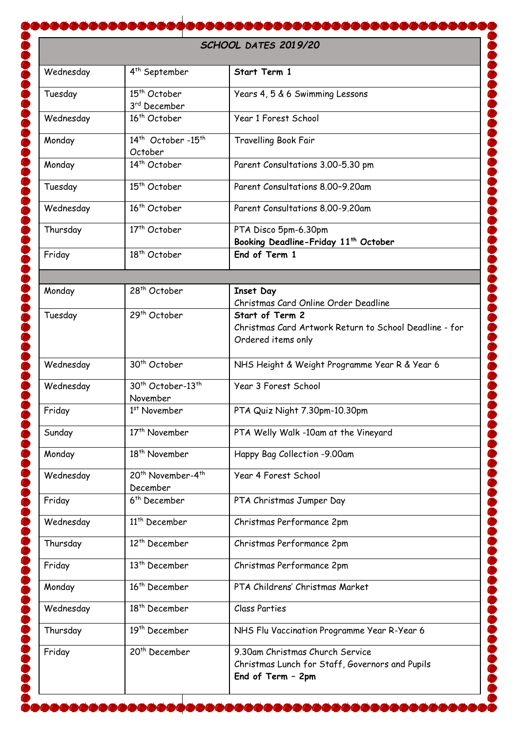| *SCHOOL DATES 2019/20* | | |
|---|---|---|
| Wednesday | 4th September | **Start Term 1** |
| Tuesday | 15th October<br>3rd December | Years 4, 5 & 6 Swimming Lessons |
| Wednesday | 16th October | Year 1 Forest School |
| Monday | 14th October -15th October | Travelling Book Fair |
| Monday | 14th October | Parent Consultations 3.00-5.30 pm |
| Tuesday | 15th October | Parent Consultations 8.00–9.20am |
| Wednesday | 16th October | Parent Consultations 8.00-9.20am |
| Thursday | 17th October | PTA Disco 5pm-6.30pm<br>**Booking Deadline-Friday 11th October** |
| Friday | 18th October | **End of Term 1** |
| | | |
| Monday | 28th October | **Inset Day**<br>Christmas Card Online Order Deadline |
| Tuesday | 29th October | **Start of Term 2**<br>Christmas Card Artwork Return to School Deadline - for Ordered items only |
| Wednesday | 30th October | NHS Height & Weight Programme Year R & Year 6 |
| Wednesday | 30th October-13th November | Year 3 Forest School |
| Friday | 1st November | PTA Quiz Night 7.30pm-10.30pm |
| Sunday | 17th November | PTA Welly Walk -10am at the Vineyard |
| Monday | 18th November | Happy Bag Collection -9.00am |
| Wednesday | 20th November-4th December | Year 4 Forest School |
| Friday | 6th December | PTA Christmas Jumper Day |
| Wednesday | 11th December | Christmas Performance 2pm |
| Thursday | 12th December | Christmas Performance 2pm |
| Friday | 13th December | Christmas Performance 2pm |
| Monday | 16th December | PTA Childrens' Christmas Market |
| Wednesday | 18th December | Class Parties |
| Thursday | 19th December | NHS Flu Vaccination Programme Year R-Year 6 |
| Friday | 20th December | 9.30am Christmas Church Service<br>Christmas Lunch for Staff, Governors and Pupils<br>**End of Term – 2pm** |